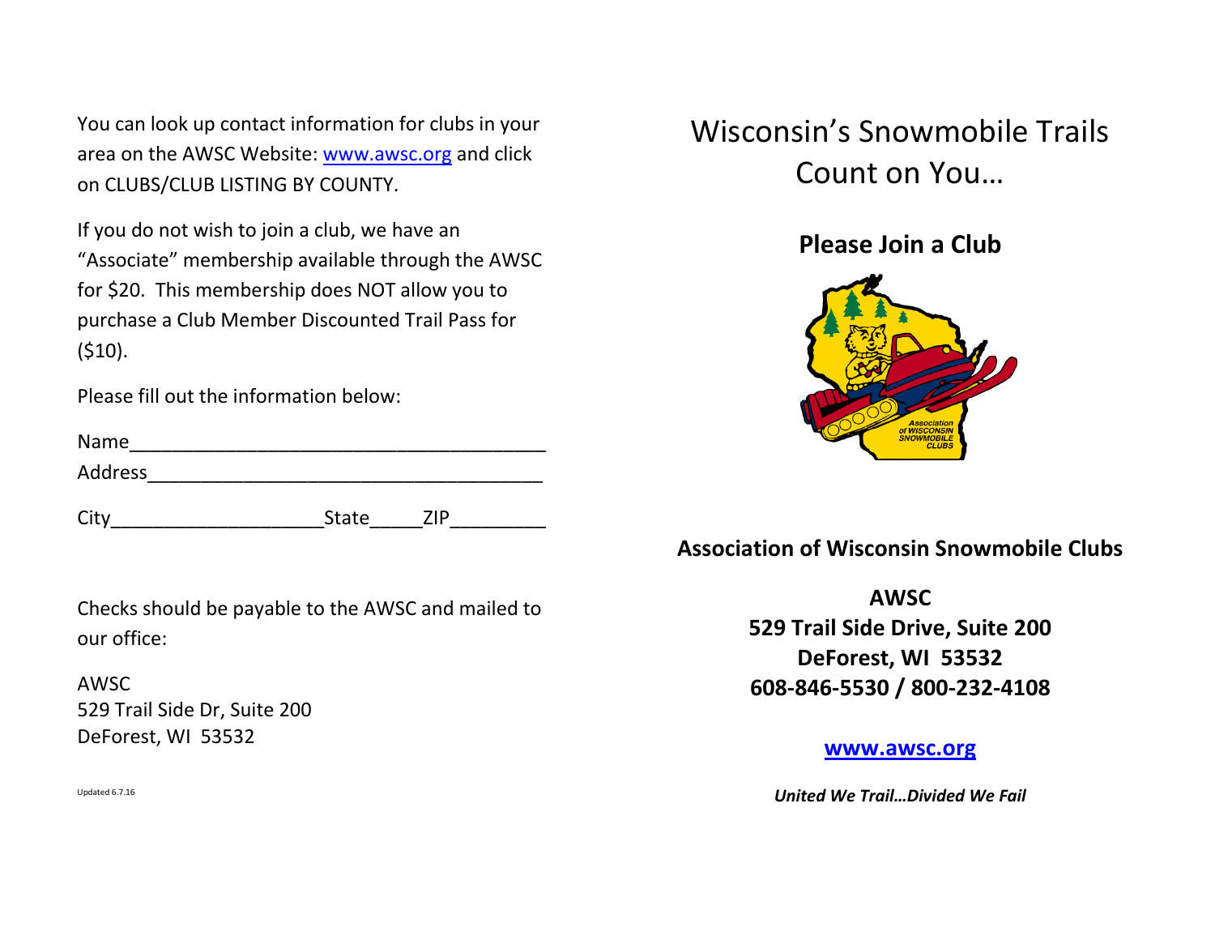You can look up contact information for clubs in your area on the AWSC Website: www.awsc.org and click on CLUBS/CLUB LISTING BY COUNTY.

If you do not wish to join a club, we have an "Associate" membership available through the AWSC for $20. This membership does NOT allow you to purchase a Club Member Discounted Trail Pass for ($10).

Please fill out the information below:

Name________________________________________

Address______________________________________

City____________________State_____ZIP_________

Checks should be payable to the AWSC and mailed to our office:

AWSC
529 Trail Side Dr, Suite 200
DeForest, WI 53532

Updated 6.7.16

# Wisconsin's Snowmobile Trails Count on You…

## Please Join a Club

**Association of Wisconsin Snowmobile Clubs**

**AWSC**
**529 Trail Side Drive, Suite 200**
**DeForest, WI 53532**
**608-846-5530 / 800-232-4108**

**www.awsc.org**

***United We Trail…Divided We Fail***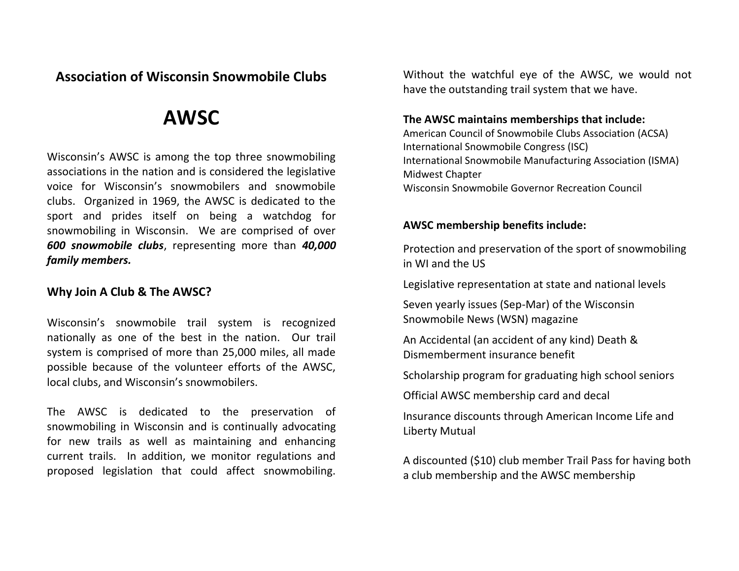**Association of Wisconsin Snowmobile Clubs**

# AWSC

Wisconsin's AWSC is among the top three snowmobiling associations in the nation and is considered the legislative voice for Wisconsin's snowmobilers and snowmobile clubs. Organized in 1969, the AWSC is dedicated to the sport and prides itself on being a watchdog for snowmobiling in Wisconsin. We are comprised of over ***600 snowmobile clubs***, representing more than ***40,000 family members.***

**Why Join A Club & The AWSC?**

Wisconsin's snowmobile trail system is recognized nationally as one of the best in the nation. Our trail system is comprised of more than 25,000 miles, all made possible because of the volunteer efforts of the AWSC, local clubs, and Wisconsin's snowmobilers.

The AWSC is dedicated to the preservation of snowmobiling in Wisconsin and is continually advocating for new trails as well as maintaining and enhancing current trails. In addition, we monitor regulations and proposed legislation that could affect snowmobiling. Without the watchful eye of the AWSC, we would not have the outstanding trail system that we have.

**The AWSC maintains memberships that include:**

American Council of Snowmobile Clubs Association (ACSA)
International Snowmobile Congress (ISC)
International Snowmobile Manufacturing Association (ISMA)
Midwest Chapter
Wisconsin Snowmobile Governor Recreation Council

**AWSC membership benefits include:**

Protection and preservation of the sport of snowmobiling in WI and the US

Legislative representation at state and national levels

Seven yearly issues (Sep-Mar) of the Wisconsin Snowmobile News (WSN) magazine

An Accidental (an accident of any kind) Death & Dismemberment insurance benefit

Scholarship program for graduating high school seniors

Official AWSC membership card and decal

Insurance discounts through American Income Life and Liberty Mutual

A discounted ($10) club member Trail Pass for having both a club membership and the AWSC membership